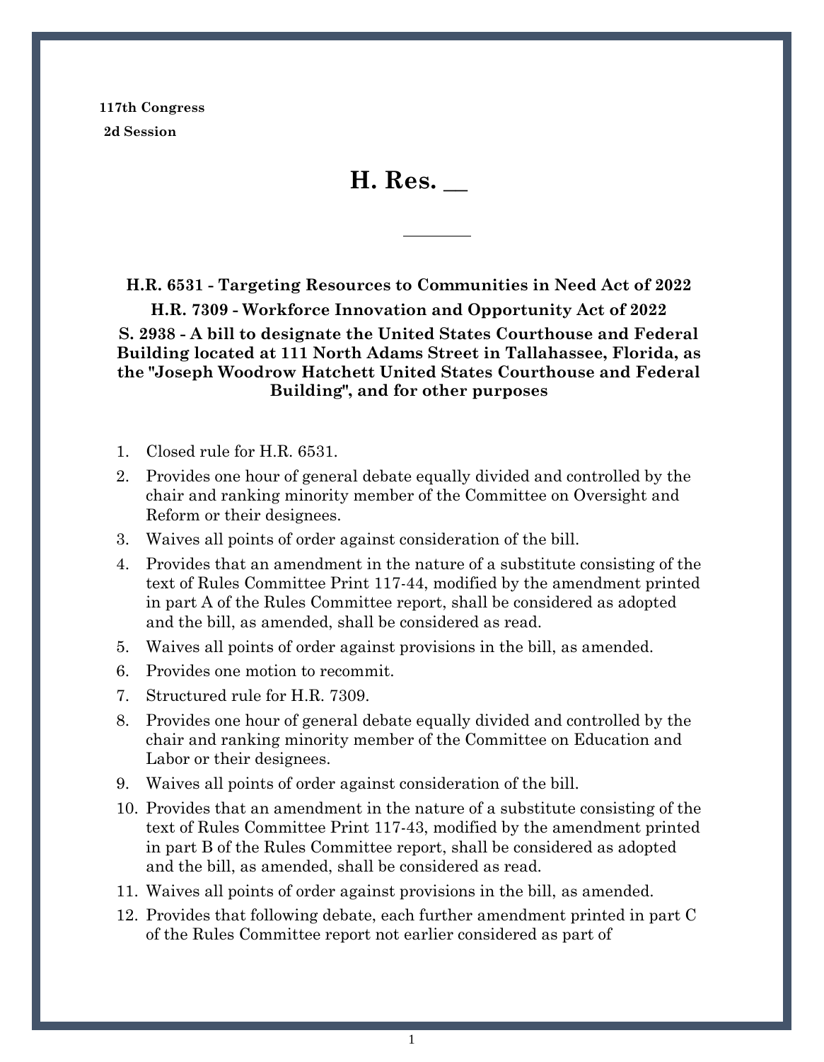**117th Congress**
**2d Session**

# H. Res. __

---

**H.R. 6531 - Targeting Resources to Communities in Need Act of 2022**

**H.R. 7309 - Workforce Innovation and Opportunity Act of 2022**

**S. 2938 - A bill to designate the United States Courthouse and Federal Building located at 111 North Adams Street in Tallahassee, Florida, as the "Joseph Woodrow Hatchett United States Courthouse and Federal Building", and for other purposes**

1. Closed rule for H.R. 6531.
2. Provides one hour of general debate equally divided and controlled by the chair and ranking minority member of the Committee on Oversight and Reform or their designees.
3. Waives all points of order against consideration of the bill.
4. Provides that an amendment in the nature of a substitute consisting of the text of Rules Committee Print 117-44, modified by the amendment printed in part A of the Rules Committee report, shall be considered as adopted and the bill, as amended, shall be considered as read.
5. Waives all points of order against provisions in the bill, as amended.
6. Provides one motion to recommit.
7. Structured rule for H.R. 7309.
8. Provides one hour of general debate equally divided and controlled by the chair and ranking minority member of the Committee on Education and Labor or their designees.
9. Waives all points of order against consideration of the bill.
10. Provides that an amendment in the nature of a substitute consisting of the text of Rules Committee Print 117-43, modified by the amendment printed in part B of the Rules Committee report, shall be considered as adopted and the bill, as amended, shall be considered as read.
11. Waives all points of order against provisions in the bill, as amended.
12. Provides that following debate, each further amendment printed in part C of the Rules Committee report not earlier considered as part of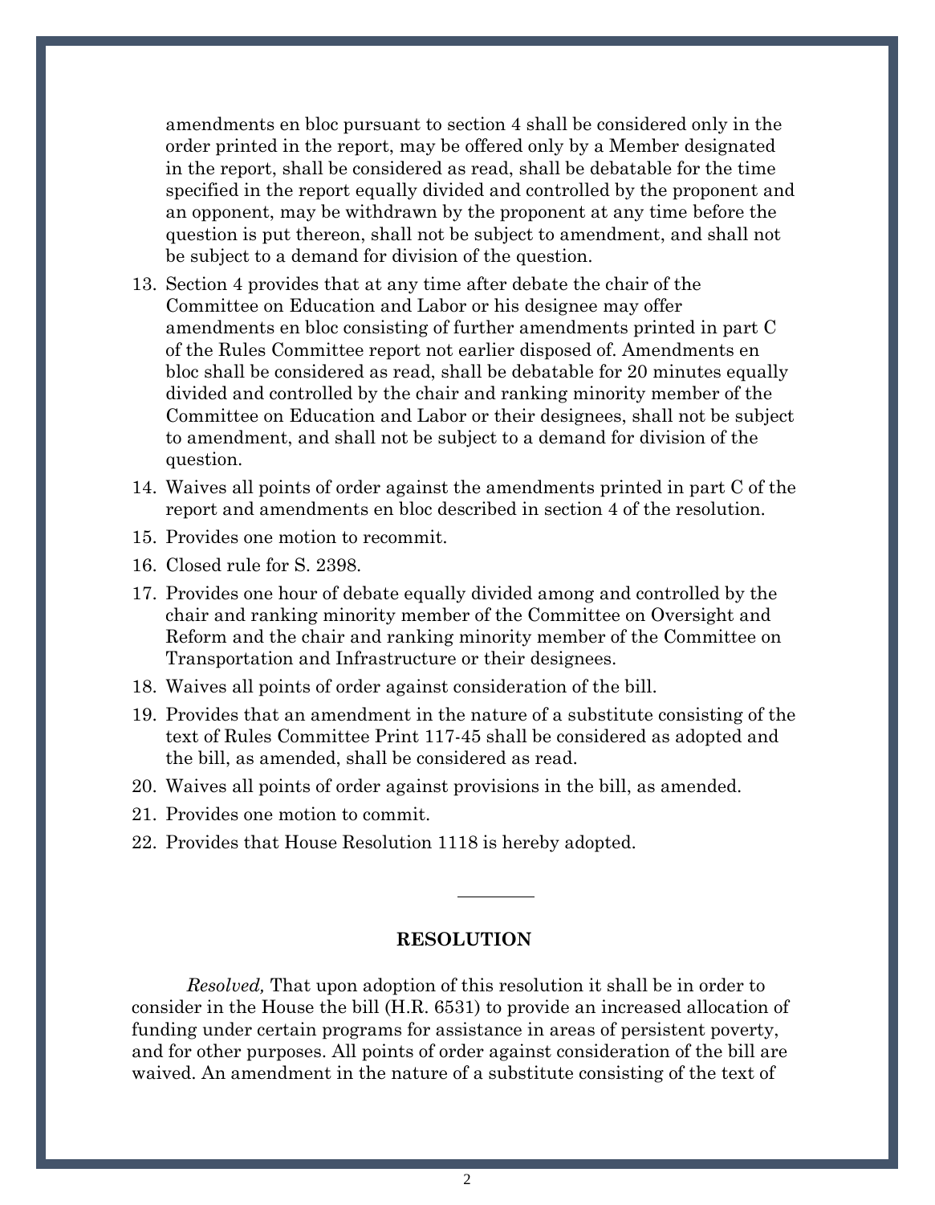amendments en bloc pursuant to section 4 shall be considered only in the order printed in the report, may be offered only by a Member designated in the report, shall be considered as read, shall be debatable for the time specified in the report equally divided and controlled by the proponent and an opponent, may be withdrawn by the proponent at any time before the question is put thereon, shall not be subject to amendment, and shall not be subject to a demand for division of the question.

13. Section 4 provides that at any time after debate the chair of the Committee on Education and Labor or his designee may offer amendments en bloc consisting of further amendments printed in part C of the Rules Committee report not earlier disposed of. Amendments en bloc shall be considered as read, shall be debatable for 20 minutes equally divided and controlled by the chair and ranking minority member of the Committee on Education and Labor or their designees, shall not be subject to amendment, and shall not be subject to a demand for division of the question.
14. Waives all points of order against the amendments printed in part C of the report and amendments en bloc described in section 4 of the resolution.
15. Provides one motion to recommit.
16. Closed rule for S. 2398.
17. Provides one hour of debate equally divided among and controlled by the chair and ranking minority member of the Committee on Oversight and Reform and the chair and ranking minority member of the Committee on Transportation and Infrastructure or their designees.
18. Waives all points of order against consideration of the bill.
19. Provides that an amendment in the nature of a substitute consisting of the text of Rules Committee Print 117-45 shall be considered as adopted and the bill, as amended, shall be considered as read.
20. Waives all points of order against provisions in the bill, as amended.
21. Provides one motion to commit.
22. Provides that House Resolution 1118 is hereby adopted.

---

**RESOLUTION**

*Resolved,* That upon adoption of this resolution it shall be in order to consider in the House the bill (H.R. 6531) to provide an increased allocation of funding under certain programs for assistance in areas of persistent poverty, and for other purposes. All points of order against consideration of the bill are waived. An amendment in the nature of a substitute consisting of the text of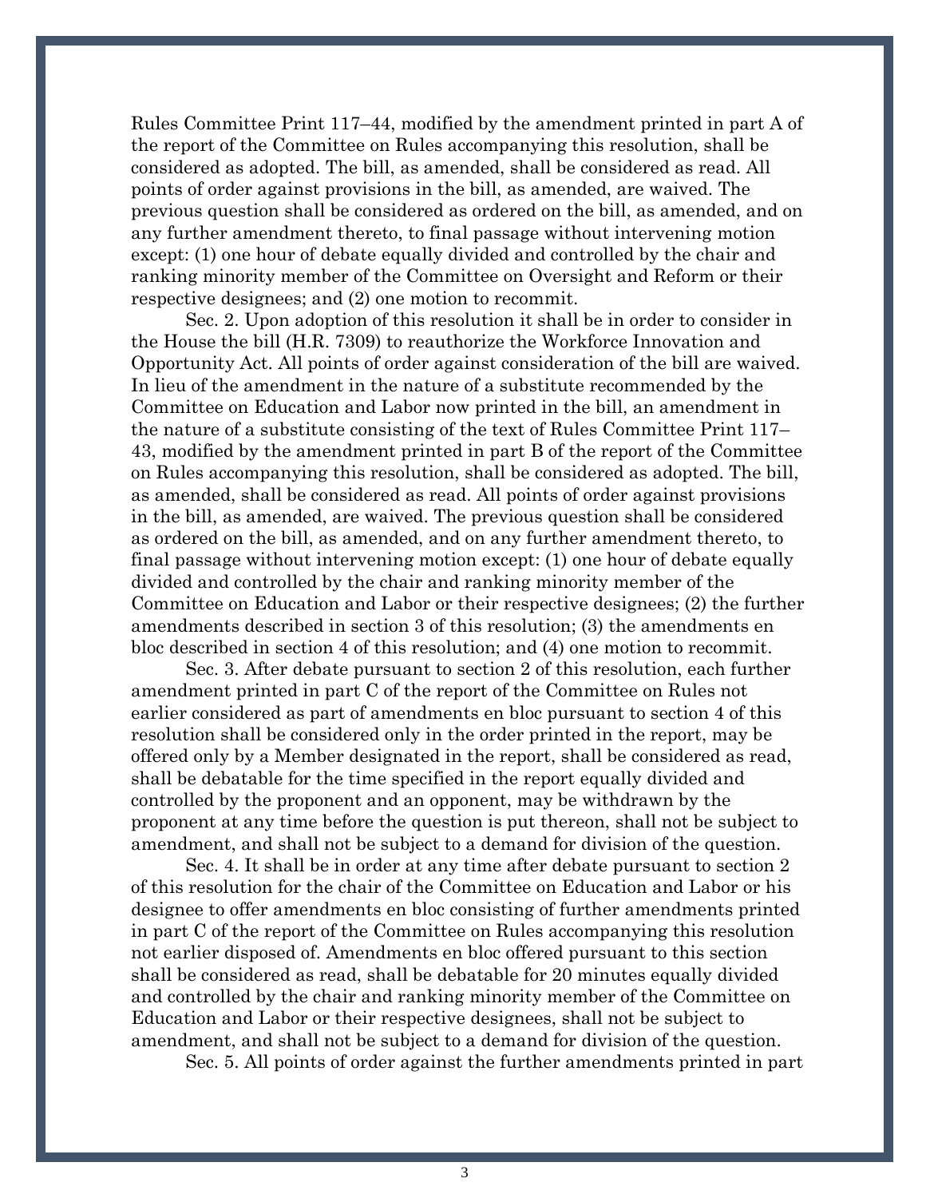Rules Committee Print 117–44, modified by the amendment printed in part A of the report of the Committee on Rules accompanying this resolution, shall be considered as adopted. The bill, as amended, shall be considered as read. All points of order against provisions in the bill, as amended, are waived. The previous question shall be considered as ordered on the bill, as amended, and on any further amendment thereto, to final passage without intervening motion except: (1) one hour of debate equally divided and controlled by the chair and ranking minority member of the Committee on Oversight and Reform or their respective designees; and (2) one motion to recommit.

Sec. 2. Upon adoption of this resolution it shall be in order to consider in the House the bill (H.R. 7309) to reauthorize the Workforce Innovation and Opportunity Act. All points of order against consideration of the bill are waived. In lieu of the amendment in the nature of a substitute recommended by the Committee on Education and Labor now printed in the bill, an amendment in the nature of a substitute consisting of the text of Rules Committee Print 117–43, modified by the amendment printed in part B of the report of the Committee on Rules accompanying this resolution, shall be considered as adopted. The bill, as amended, shall be considered as read. All points of order against provisions in the bill, as amended, are waived. The previous question shall be considered as ordered on the bill, as amended, and on any further amendment thereto, to final passage without intervening motion except: (1) one hour of debate equally divided and controlled by the chair and ranking minority member of the Committee on Education and Labor or their respective designees; (2) the further amendments described in section 3 of this resolution; (3) the amendments en bloc described in section 4 of this resolution; and (4) one motion to recommit.

Sec. 3. After debate pursuant to section 2 of this resolution, each further amendment printed in part C of the report of the Committee on Rules not earlier considered as part of amendments en bloc pursuant to section 4 of this resolution shall be considered only in the order printed in the report, may be offered only by a Member designated in the report, shall be considered as read, shall be debatable for the time specified in the report equally divided and controlled by the proponent and an opponent, may be withdrawn by the proponent at any time before the question is put thereon, shall not be subject to amendment, and shall not be subject to a demand for division of the question.

Sec. 4. It shall be in order at any time after debate pursuant to section 2 of this resolution for the chair of the Committee on Education and Labor or his designee to offer amendments en bloc consisting of further amendments printed in part C of the report of the Committee on Rules accompanying this resolution not earlier disposed of. Amendments en bloc offered pursuant to this section shall be considered as read, shall be debatable for 20 minutes equally divided and controlled by the chair and ranking minority member of the Committee on Education and Labor or their respective designees, shall not be subject to amendment, and shall not be subject to a demand for division of the question.

Sec. 5. All points of order against the further amendments printed in part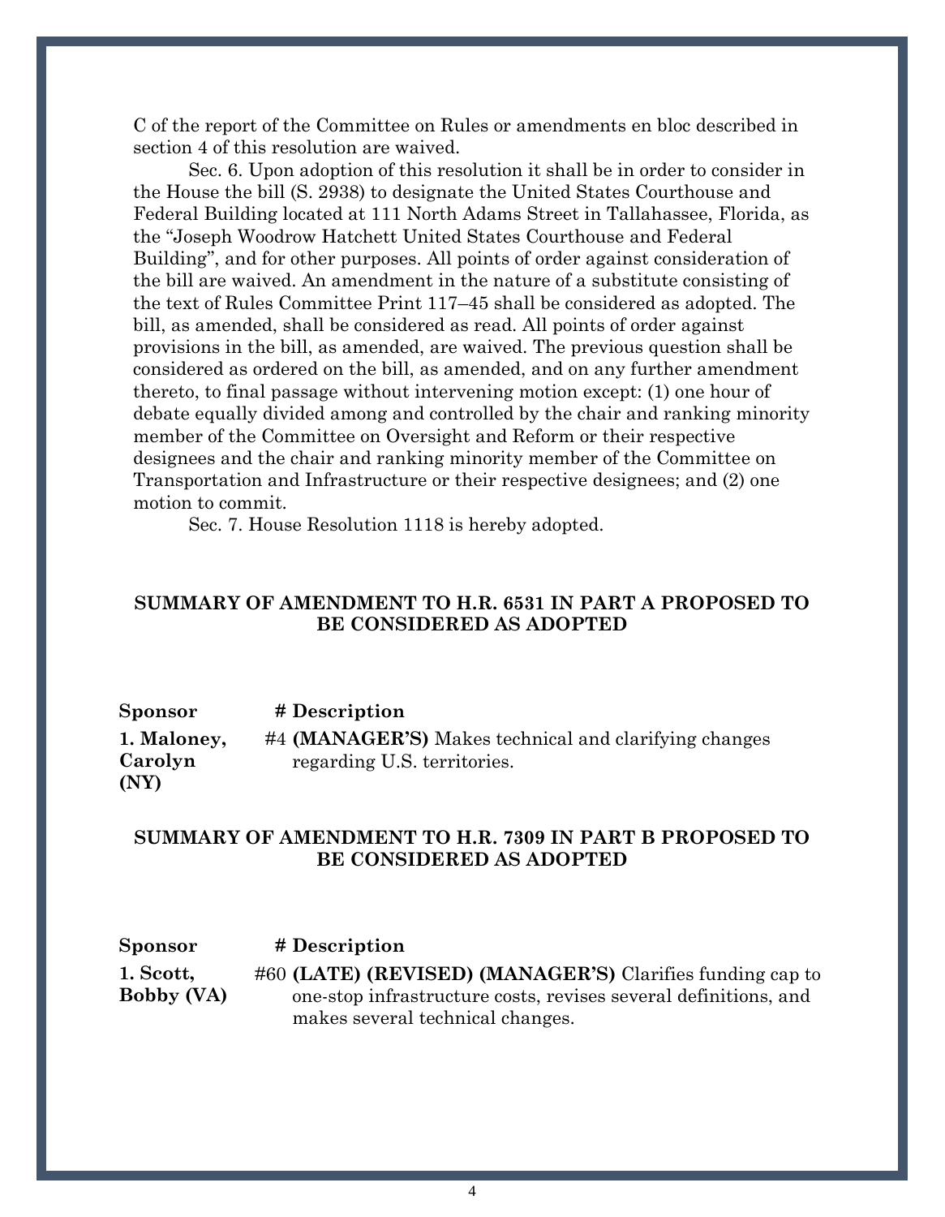C of the report of the Committee on Rules or amendments en bloc described in section 4 of this resolution are waived.

Sec. 6. Upon adoption of this resolution it shall be in order to consider in the House the bill (S. 2938) to designate the United States Courthouse and Federal Building located at 111 North Adams Street in Tallahassee, Florida, as the "Joseph Woodrow Hatchett United States Courthouse and Federal Building", and for other purposes. All points of order against consideration of the bill are waived. An amendment in the nature of a substitute consisting of the text of Rules Committee Print 117–45 shall be considered as adopted. The bill, as amended, shall be considered as read. All points of order against provisions in the bill, as amended, are waived. The previous question shall be considered as ordered on the bill, as amended, and on any further amendment thereto, to final passage without intervening motion except: (1) one hour of debate equally divided among and controlled by the chair and ranking minority member of the Committee on Oversight and Reform or their respective designees and the chair and ranking minority member of the Committee on Transportation and Infrastructure or their respective designees; and (2) one motion to commit.

Sec. 7. House Resolution 1118 is hereby adopted.

## SUMMARY OF AMENDMENT TO H.R. 6531 IN PART A PROPOSED TO BE CONSIDERED AS ADOPTED

| Sponsor | # | Description |
|---|---|---|
| **1. Maloney, Carolyn (NY)** | #4 | **(MANAGER'S)** Makes technical and clarifying changes regarding U.S. territories. |

## SUMMARY OF AMENDMENT TO H.R. 7309 IN PART B PROPOSED TO BE CONSIDERED AS ADOPTED

| Sponsor | # | Description |
|---|---|---|
| **1. Scott, Bobby (VA)** | #60 | **(LATE) (REVISED) (MANAGER'S)** Clarifies funding cap to one-stop infrastructure costs, revises several definitions, and makes several technical changes. |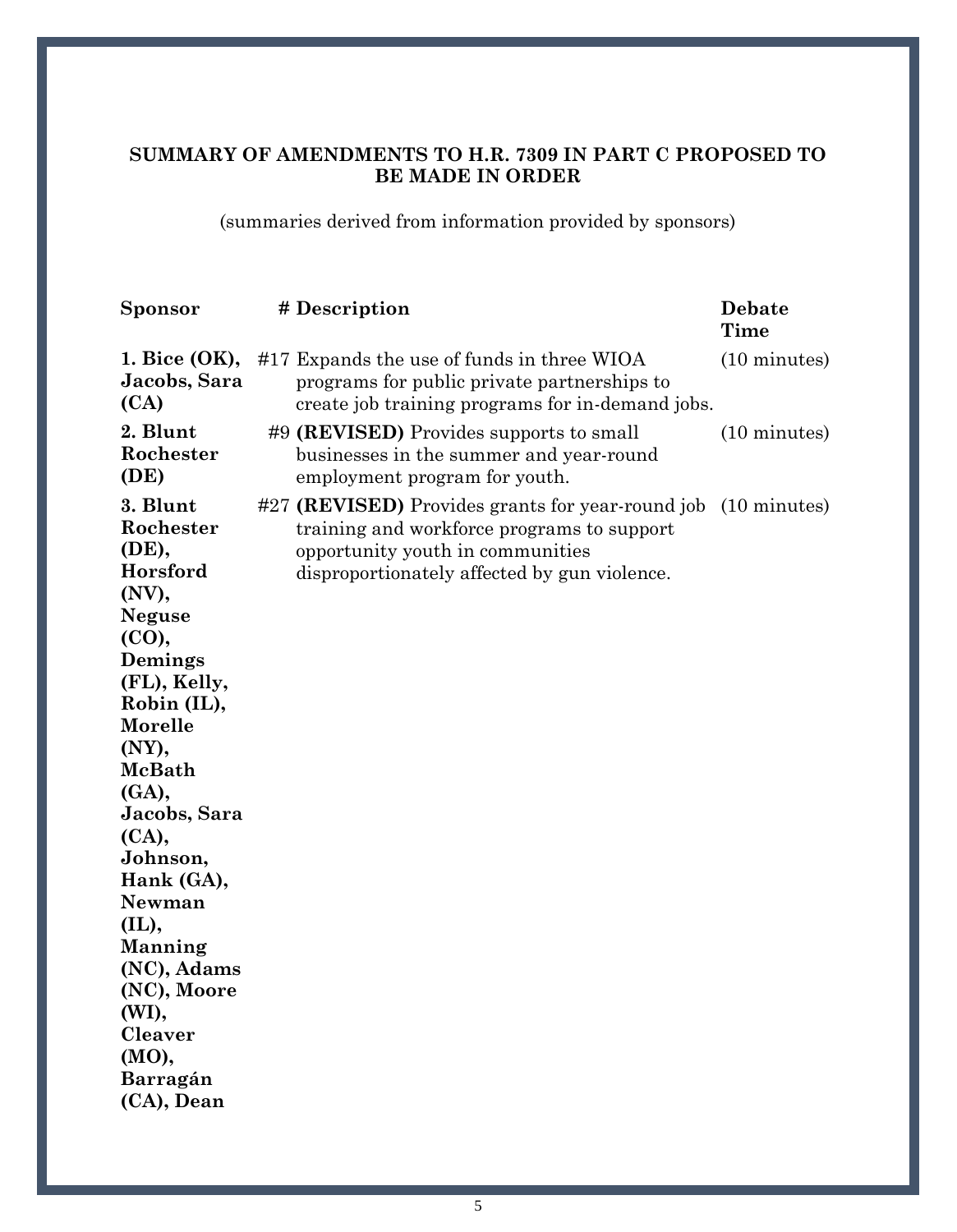**SUMMARY OF AMENDMENTS TO H.R. 7309 IN PART C PROPOSED TO BE MADE IN ORDER**

(summaries derived from information provided by sponsors)

| Sponsor | # | Description | Debate Time |
|---|---|---|---|
| **1. Bice (OK), Jacobs, Sara (CA)** | #17 | Expands the use of funds in three WIOA programs for public private partnerships to create job training programs for in-demand jobs. | (10 minutes) |
| **2. Blunt Rochester (DE)** | #9 | **(REVISED)** Provides supports to small businesses in the summer and year-round employment program for youth. | (10 minutes) |
| **3. Blunt Rochester (DE), Horsford (NV), Neguse (CO), Demings (FL), Kelly, Robin (IL), Morelle (NY), McBath (GA), Jacobs, Sara (CA), Johnson, Hank (GA), Newman (IL), Manning (NC), Adams (NC), Moore (WI), Cleaver (MO), Barragán (CA), Dean** | #27 | **(REVISED)** Provides grants for year-round job training and workforce programs to support opportunity youth in communities disproportionately affected by gun violence. | (10 minutes) |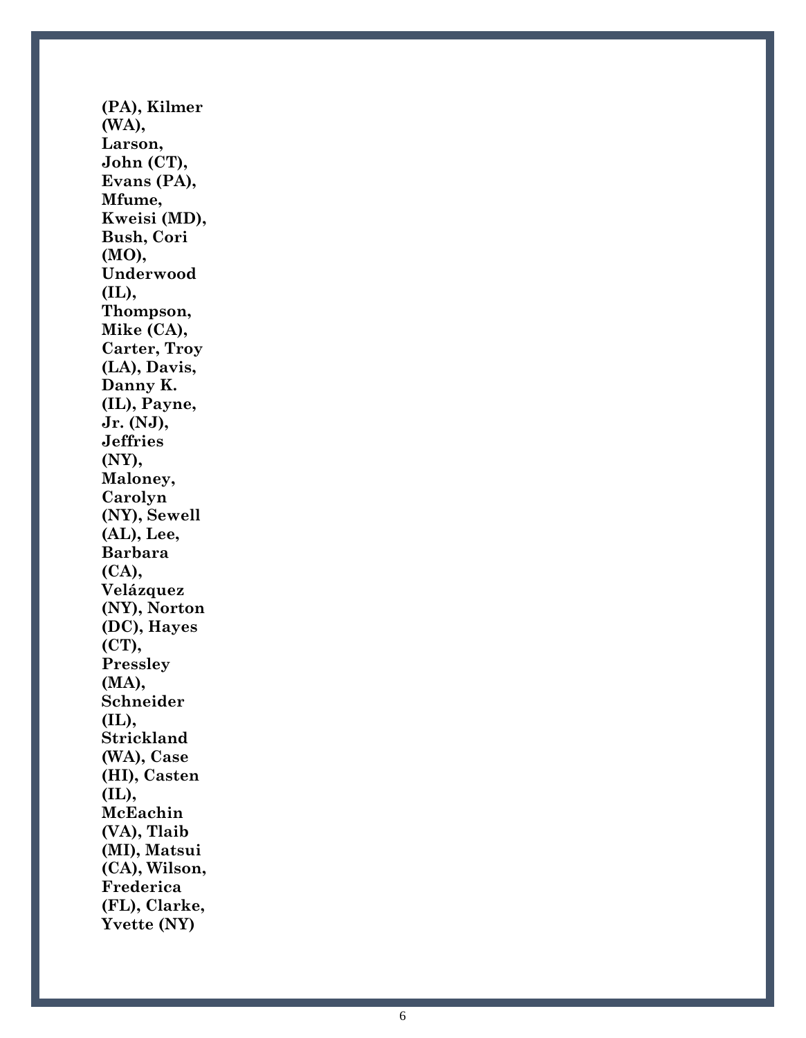**(PA), Kilmer (WA), Larson, John (CT), Evans (PA), Mfume, Kweisi (MD), Bush, Cori (MO), Underwood (IL), Thompson, Mike (CA), Carter, Troy (LA), Davis, Danny K. (IL), Payne, Jr. (NJ), Jeffries (NY), Maloney, Carolyn (NY), Sewell (AL), Lee, Barbara (CA), Velázquez (NY), Norton (DC), Hayes (CT), Pressley (MA), Schneider (IL), Strickland (WA), Case (HI), Casten (IL), McEachin (VA), Tlaib (MI), Matsui (CA), Wilson, Frederica (FL), Clarke, Yvette (NY)**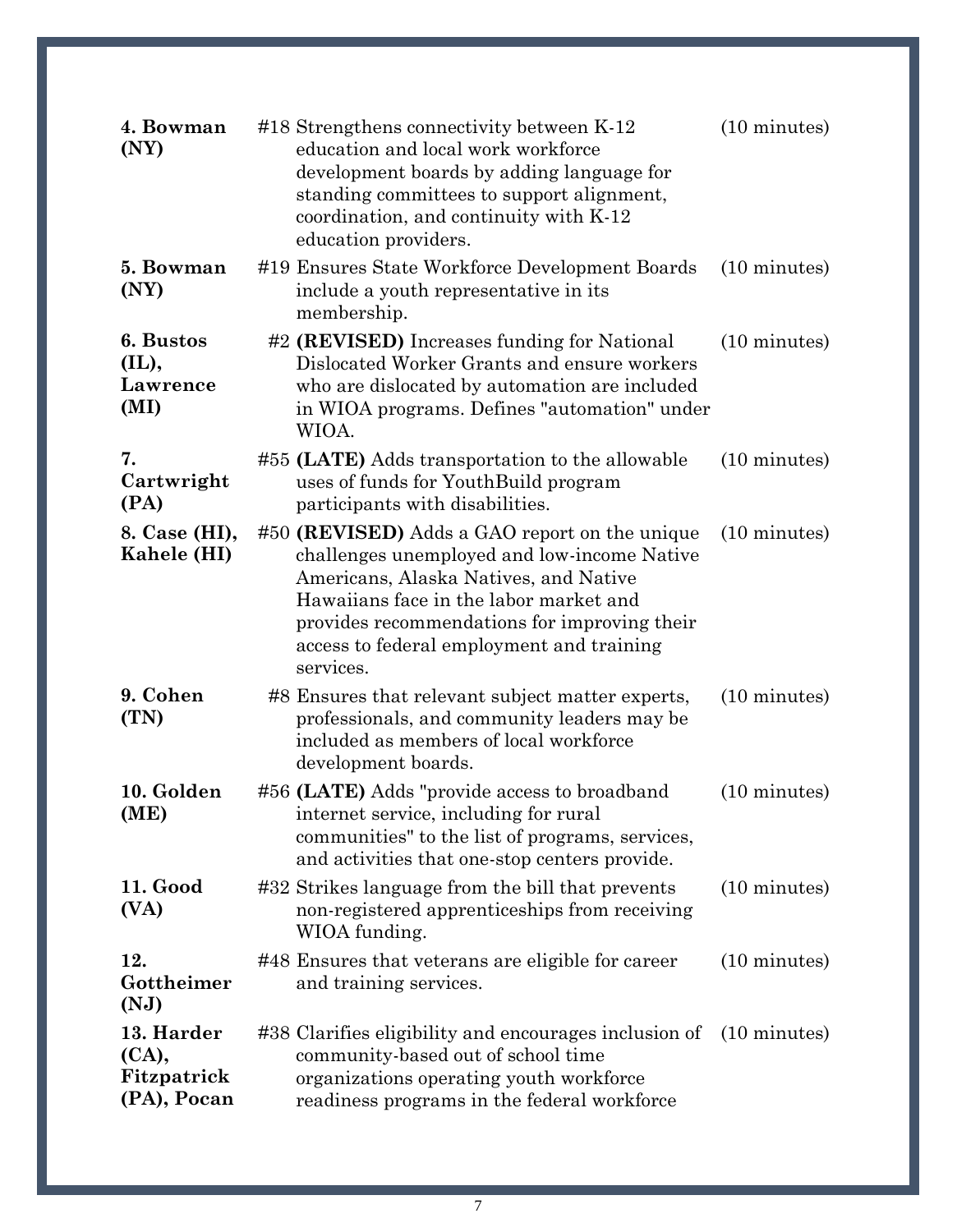| | | | |
|---|---|---|---|
| **4. Bowman (NY)** | #18 | Strengthens connectivity between K-12 education and local work workforce development boards by adding language for standing committees to support alignment, coordination, and continuity with K-12 education providers. | (10 minutes) |
| **5. Bowman (NY)** | #19 | Ensures State Workforce Development Boards include a youth representative in its membership. | (10 minutes) |
| **6. Bustos (IL), Lawrence (MI)** | #2 | **(REVISED)** Increases funding for National Dislocated Worker Grants and ensure workers who are dislocated by automation are included in WIOA programs. Defines "automation" under WIOA. | (10 minutes) |
| **7. Cartwright (PA)** | #55 | **(LATE)** Adds transportation to the allowable uses of funds for YouthBuild program participants with disabilities. | (10 minutes) |
| **8. Case (HI), Kahele (HI)** | #50 | **(REVISED)** Adds a GAO report on the unique challenges unemployed and low-income Native Americans, Alaska Natives, and Native Hawaiians face in the labor market and provides recommendations for improving their access to federal employment and training services. | (10 minutes) |
| **9. Cohen (TN)** | #8 | Ensures that relevant subject matter experts, professionals, and community leaders may be included as members of local workforce development boards. | (10 minutes) |
| **10. Golden (ME)** | #56 | **(LATE)** Adds "provide access to broadband internet service, including for rural communities" to the list of programs, services, and activities that one-stop centers provide. | (10 minutes) |
| **11. Good (VA)** | #32 | Strikes language from the bill that prevents non-registered apprenticeships from receiving WIOA funding. | (10 minutes) |
| **12. Gottheimer (NJ)** | #48 | Ensures that veterans are eligible for career and training services. | (10 minutes) |
| **13. Harder (CA), Fitzpatrick (PA), Pocan** | #38 | Clarifies eligibility and encourages inclusion of community-based out of school time organizations operating youth workforce readiness programs in the federal workforce | (10 minutes) |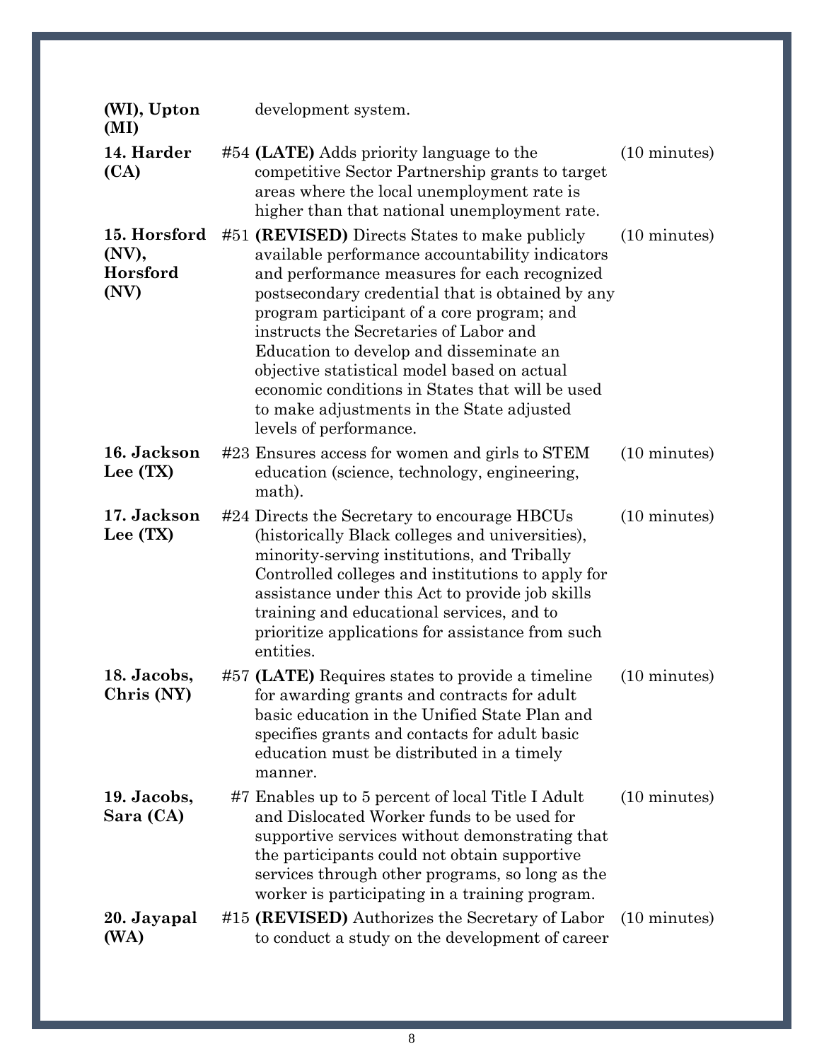| | | | |
|---|---|---|---|
| **(WI), Upton (MI)** | | development system. | |
| **14. Harder (CA)** | #54 | **(LATE)** Adds priority language to the competitive Sector Partnership grants to target areas where the local unemployment rate is higher than that national unemployment rate. | (10 minutes) |
| **15. Horsford (NV), Horsford (NV)** | #51 | **(REVISED)** Directs States to make publicly available performance accountability indicators and performance measures for each recognized postsecondary credential that is obtained by any program participant of a core program; and instructs the Secretaries of Labor and Education to develop and disseminate an objective statistical model based on actual economic conditions in States that will be used to make adjustments in the State adjusted levels of performance. | (10 minutes) |
| **16. Jackson Lee (TX)** | #23 | Ensures access for women and girls to STEM education (science, technology, engineering, math). | (10 minutes) |
| **17. Jackson Lee (TX)** | #24 | Directs the Secretary to encourage HBCUs (historically Black colleges and universities), minority-serving institutions, and Tribally Controlled colleges and institutions to apply for assistance under this Act to provide job skills training and educational services, and to prioritize applications for assistance from such entities. | (10 minutes) |
| **18. Jacobs, Chris (NY)** | #57 | **(LATE)** Requires states to provide a timeline for awarding grants and contracts for adult basic education in the Unified State Plan and specifies grants and contacts for adult basic education must be distributed in a timely manner. | (10 minutes) |
| **19. Jacobs, Sara (CA)** | #7 | Enables up to 5 percent of local Title I Adult and Dislocated Worker funds to be used for supportive services without demonstrating that the participants could not obtain supportive services through other programs, so long as the worker is participating in a training program. | (10 minutes) |
| **20. Jayapal (WA)** | #15 | **(REVISED)** Authorizes the Secretary of Labor to conduct a study on the development of career | (10 minutes) |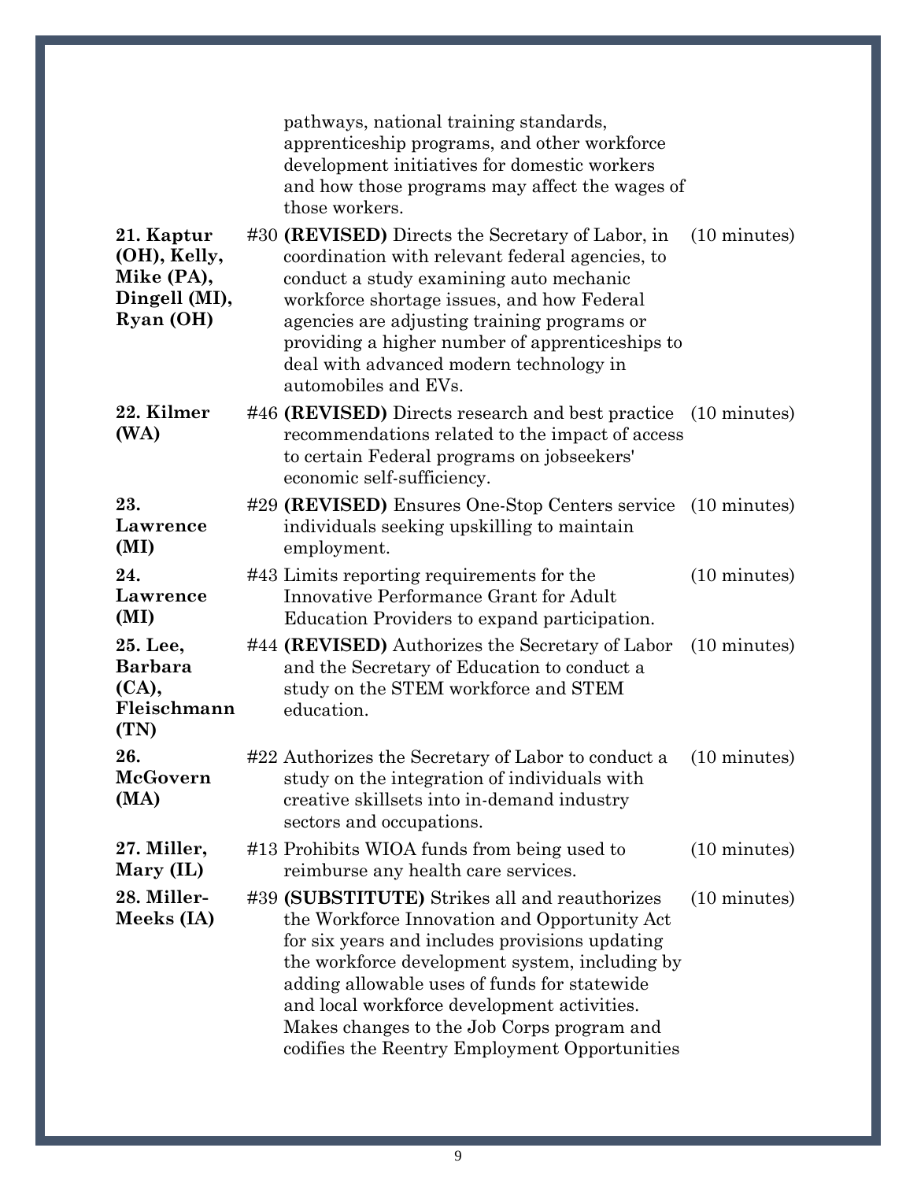| | | | |
|---|---|---|---|
| | | pathways, national training standards, apprenticeship programs, and other workforce development initiatives for domestic workers and how those programs may affect the wages of those workers. | |
| **21. Kaptur (OH), Kelly, Mike (PA), Dingell (MI), Ryan (OH)** | #30 | **(REVISED)** Directs the Secretary of Labor, in coordination with relevant federal agencies, to conduct a study examining auto mechanic workforce shortage issues, and how Federal agencies are adjusting training programs or providing a higher number of apprenticeships to deal with advanced modern technology in automobiles and EVs. | (10 minutes) |
| **22. Kilmer (WA)** | #46 | **(REVISED)** Directs research and best practice recommendations related to the impact of access to certain Federal programs on jobseekers' economic self-sufficiency. | (10 minutes) |
| **23. Lawrence (MI)** | #29 | **(REVISED)** Ensures One-Stop Centers service individuals seeking upskilling to maintain employment. | (10 minutes) |
| **24. Lawrence (MI)** | #43 | Limits reporting requirements for the Innovative Performance Grant for Adult Education Providers to expand participation. | (10 minutes) |
| **25. Lee, Barbara (CA), Fleischmann (TN)** | #44 | **(REVISED)** Authorizes the Secretary of Labor and the Secretary of Education to conduct a study on the STEM workforce and STEM education. | (10 minutes) |
| **26. McGovern (MA)** | #22 | Authorizes the Secretary of Labor to conduct a study on the integration of individuals with creative skillsets into in-demand industry sectors and occupations. | (10 minutes) |
| **27. Miller, Mary (IL)** | #13 | Prohibits WIOA funds from being used to reimburse any health care services. | (10 minutes) |
| **28. Miller-Meeks (IA)** | #39 | **(SUBSTITUTE)** Strikes all and reauthorizes the Workforce Innovation and Opportunity Act for six years and includes provisions updating the workforce development system, including by adding allowable uses of funds for statewide and local workforce development activities. Makes changes to the Job Corps program and codifies the Reentry Employment Opportunities | (10 minutes) |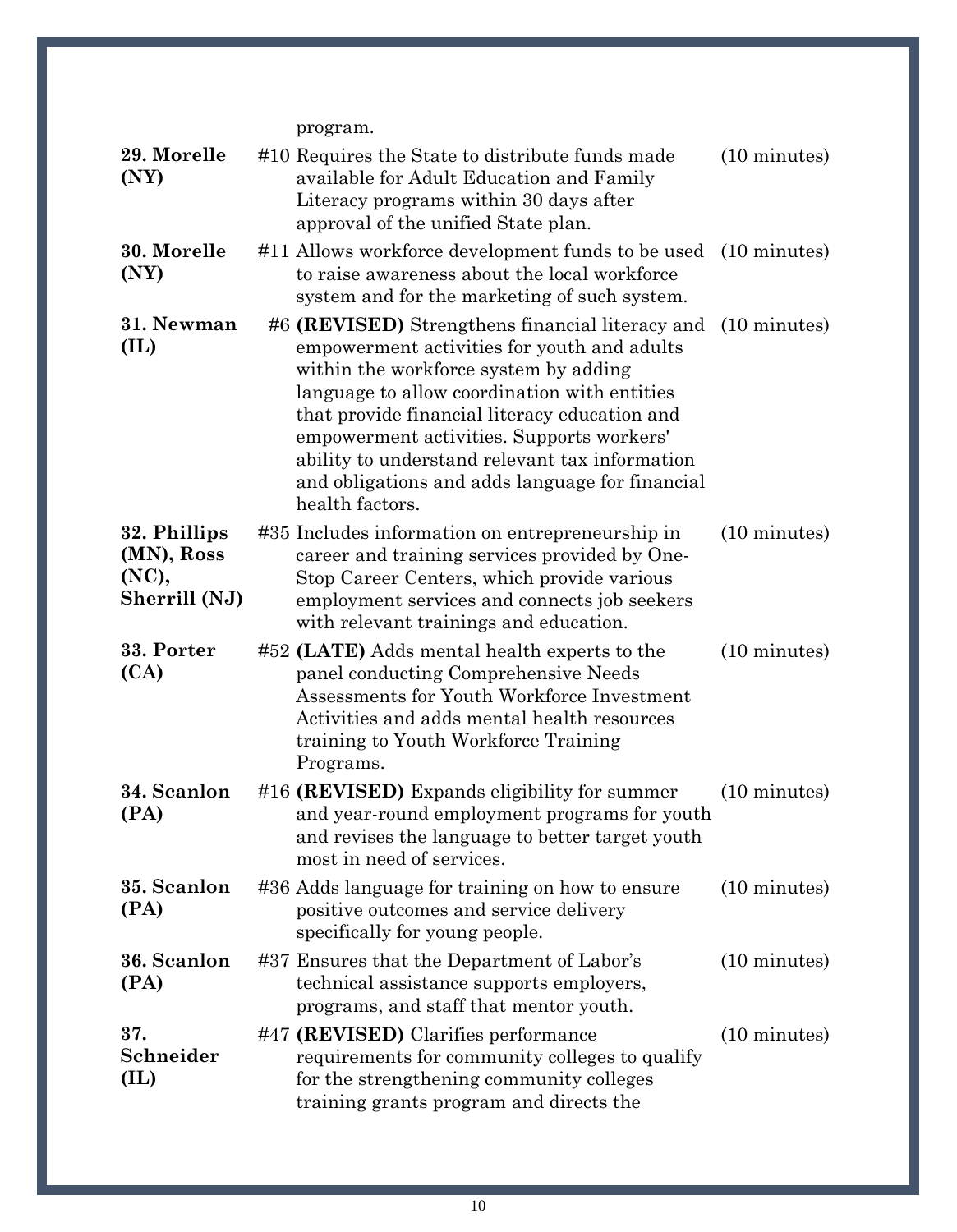| | | |
|---|---|---|
| | program. | |
| **29. Morelle (NY)** | #10 Requires the State to distribute funds made available for Adult Education and Family Literacy programs within 30 days after approval of the unified State plan. | (10 minutes) |
| **30. Morelle (NY)** | #11 Allows workforce development funds to be used to raise awareness about the local workforce system and for the marketing of such system. | (10 minutes) |
| **31. Newman (IL)** | #6 **(REVISED)** Strengthens financial literacy and empowerment activities for youth and adults within the workforce system by adding language to allow coordination with entities that provide financial literacy education and empowerment activities. Supports workers' ability to understand relevant tax information and obligations and adds language for financial health factors. | (10 minutes) |
| **32. Phillips (MN), Ross (NC), Sherrill (NJ)** | #35 Includes information on entrepreneurship in career and training services provided by One-Stop Career Centers, which provide various employment services and connects job seekers with relevant trainings and education. | (10 minutes) |
| **33. Porter (CA)** | #52 **(LATE)** Adds mental health experts to the panel conducting Comprehensive Needs Assessments for Youth Workforce Investment Activities and adds mental health resources training to Youth Workforce Training Programs. | (10 minutes) |
| **34. Scanlon (PA)** | #16 **(REVISED)** Expands eligibility for summer and year-round employment programs for youth and revises the language to better target youth most in need of services. | (10 minutes) |
| **35. Scanlon (PA)** | #36 Adds language for training on how to ensure positive outcomes and service delivery specifically for young people. | (10 minutes) |
| **36. Scanlon (PA)** | #37 Ensures that the Department of Labor's technical assistance supports employers, programs, and staff that mentor youth. | (10 minutes) |
| **37. Schneider (IL)** | #47 **(REVISED)** Clarifies performance requirements for community colleges to qualify for the strengthening community colleges training grants program and directs the | (10 minutes) |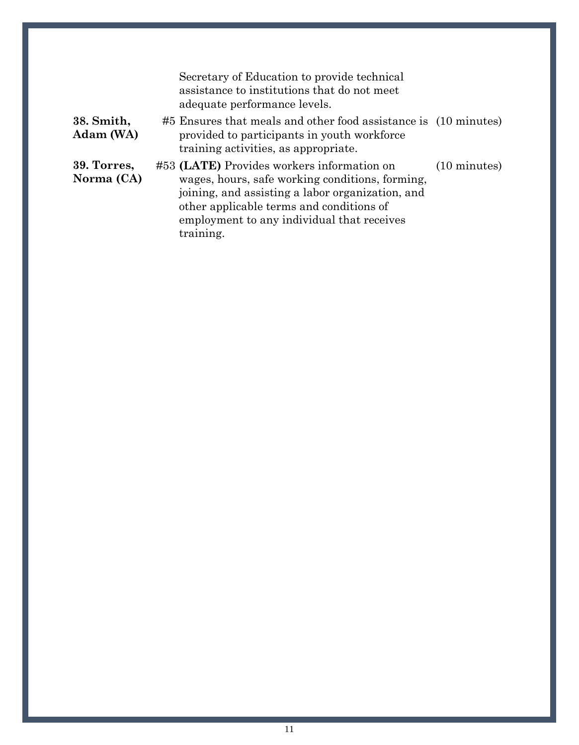| | | | |
|---|---|---|---|
| | | Secretary of Education to provide technical assistance to institutions that do not meet adequate performance levels. | |
| **38. Smith, Adam (WA)** | #5 | Ensures that meals and other food assistance is provided to participants in youth workforce training activities, as appropriate. | (10 minutes) |
| **39. Torres, Norma (CA)** | #53 | **(LATE)** Provides workers information on wages, hours, safe working conditions, forming, joining, and assisting a labor organization, and other applicable terms and conditions of employment to any individual that receives training. | (10 minutes) |